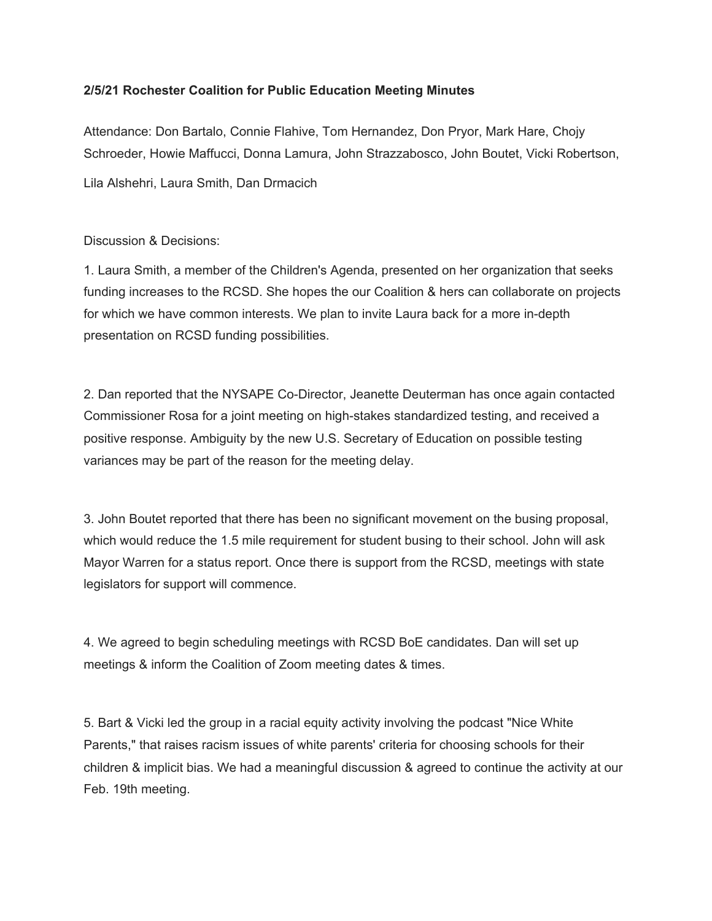**2/5/21 Rochester Coalition for Public Education Meeting Minutes**

Attendance: Don Bartalo, Connie Flahive, Tom Hernandez, Don Pryor, Mark Hare, Chojy Schroeder, Howie Maffucci, Donna Lamura, John Strazzabosco, John Boutet, Vicki Robertson, Lila Alshehri, Laura Smith, Dan Drmacich

Discussion & Decisions:

1. Laura Smith, a member of the Children's Agenda, presented on her organization that seeks funding increases to the RCSD. She hopes the our Coalition & hers can collaborate on projects for which we have common interests. We plan to invite Laura back for a more in-depth presentation on RCSD funding possibilities.

2. Dan reported that the NYSAPE Co-Director, Jeanette Deuterman has once again contacted Commissioner Rosa for a joint meeting on high-stakes standardized testing, and received a positive response. Ambiguity by the new U.S. Secretary of Education on possible testing variances may be part of the reason for the meeting delay.

3. John Boutet reported that there has been no significant movement on the busing proposal, which would reduce the 1.5 mile requirement for student busing to their school. John will ask Mayor Warren for a status report. Once there is support from the RCSD, meetings with state legislators for support will commence.

4. We agreed to begin scheduling meetings with RCSD BoE candidates. Dan will set up meetings & inform the Coalition of Zoom meeting dates & times.

5. Bart & Vicki led the group in a racial equity activity involving the podcast "Nice White Parents," that raises racism issues of white parents' criteria for choosing schools for their children & implicit bias. We had a meaningful discussion & agreed to continue the activity at our Feb. 19th meeting.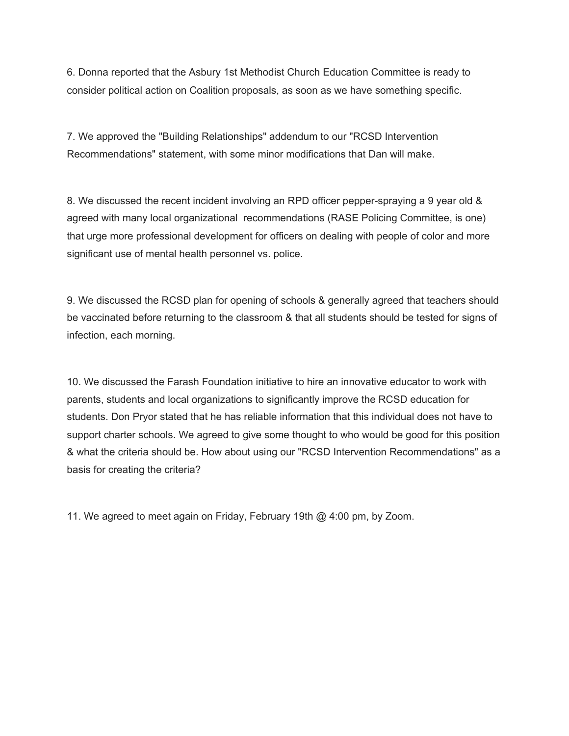6. Donna reported that the Asbury 1st Methodist Church Education Committee is ready to consider political action on Coalition proposals, as soon as we have something specific.

7. We approved the "Building Relationships" addendum to our "RCSD Intervention Recommendations" statement, with some minor modifications that Dan will make.

8. We discussed the recent incident involving an RPD officer pepper-spraying a 9 year old & agreed with many local organizational recommendations (RASE Policing Committee, is one) that urge more professional development for officers on dealing with people of color and more significant use of mental health personnel vs. police.

9. We discussed the RCSD plan for opening of schools & generally agreed that teachers should be vaccinated before returning to the classroom & that all students should be tested for signs of infection, each morning.

10. We discussed the Farash Foundation initiative to hire an innovative educator to work with parents, students and local organizations to significantly improve the RCSD education for students. Don Pryor stated that he has reliable information that this individual does not have to support charter schools. We agreed to give some thought to who would be good for this position & what the criteria should be. How about using our "RCSD Intervention Recommendations" as a basis for creating the criteria?

11. We agreed to meet again on Friday, February 19th @ 4:00 pm, by Zoom.